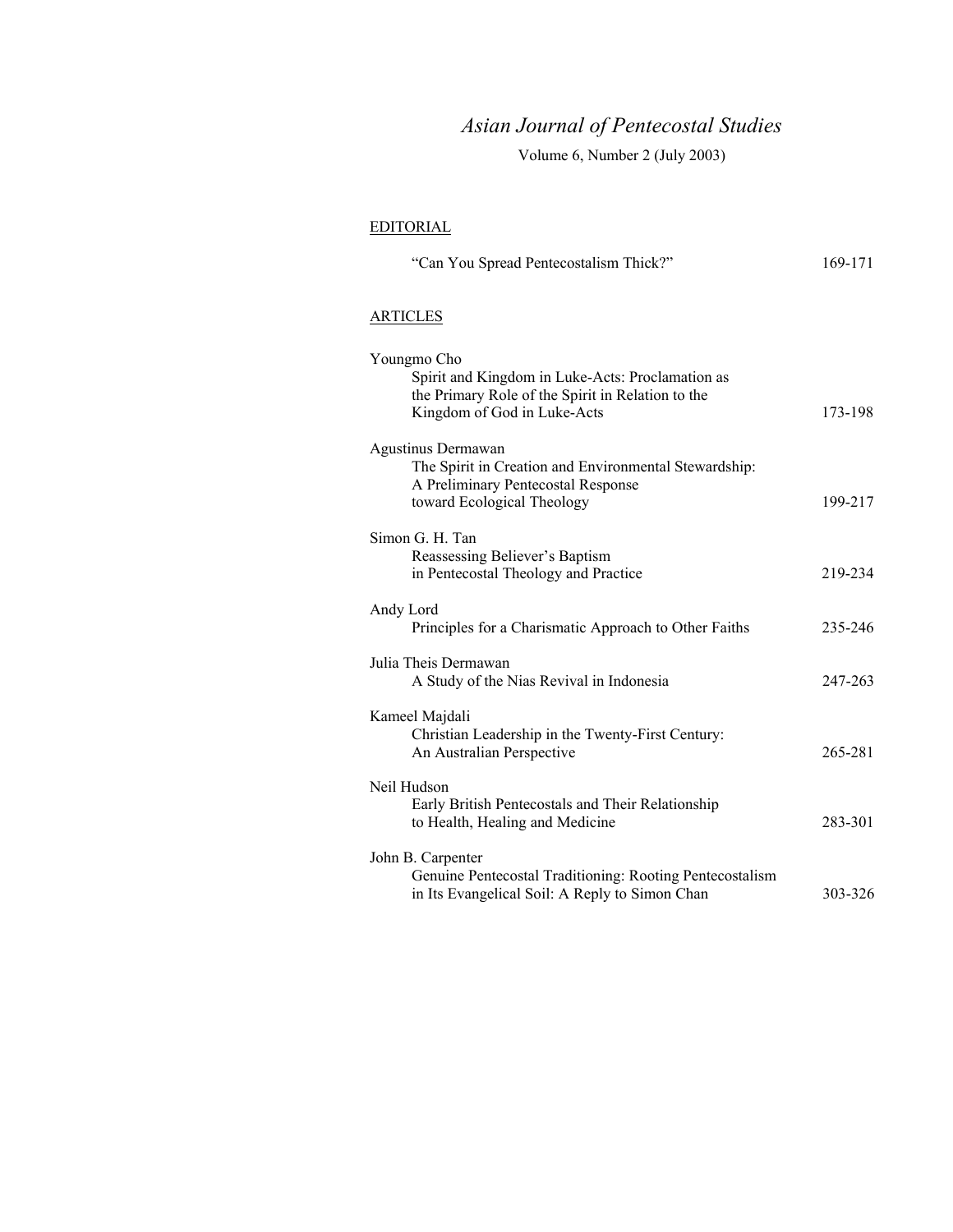# *Asian Journal of Pentecostal Studies*

Volume 6, Number 2 (July 2003)

## EDITORIAL

| | |
|---|---|
| "Can You Spread Pentecostalism Thick?" | 169-171 |

## ARTICLES

| | |
|---|---|
| Youngmo Cho<br>Spirit and Kingdom in Luke-Acts: Proclamation as the Primary Role of the Spirit in Relation to the Kingdom of God in Luke-Acts | 173-198 |
| Agustinus Dermawan<br>The Spirit in Creation and Environmental Stewardship: A Preliminary Pentecostal Response toward Ecological Theology | 199-217 |
| Simon G. H. Tan<br>Reassessing Believer's Baptism in Pentecostal Theology and Practice | 219-234 |
| Andy Lord<br>Principles for a Charismatic Approach to Other Faiths | 235-246 |
| Julia Theis Dermawan<br>A Study of the Nias Revival in Indonesia | 247-263 |
| Kameel Majdali<br>Christian Leadership in the Twenty-First Century: An Australian Perspective | 265-281 |
| Neil Hudson<br>Early British Pentecostals and Their Relationship to Health, Healing and Medicine | 283-301 |
| John B. Carpenter<br>Genuine Pentecostal Traditioning: Rooting Pentecostalism in Its Evangelical Soil: A Reply to Simon Chan | 303-326 |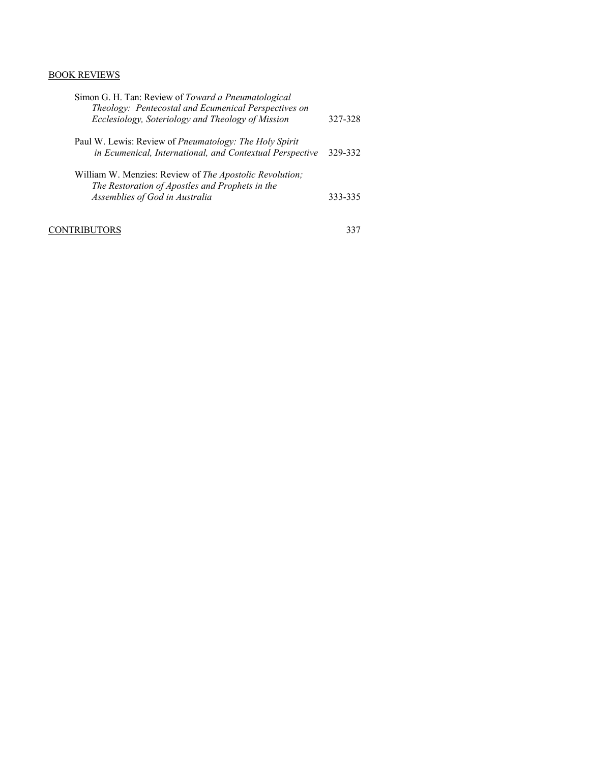BOOK REVIEWS

Simon G. H. Tan: Review of *Toward a Pneumatological Theology: Pentecostal and Ecumenical Perspectives on Ecclesiology, Soteriology and Theology of Mission* 327-328

Paul W. Lewis: Review of *Pneumatology: The Holy Spirit in Ecumenical, International, and Contextual Perspective* 329-332

William W. Menzies: Review of *The Apostolic Revolution; The Restoration of Apostles and Prophets in the Assemblies of God in Australia* 333-335

CONTRIBUTORS 337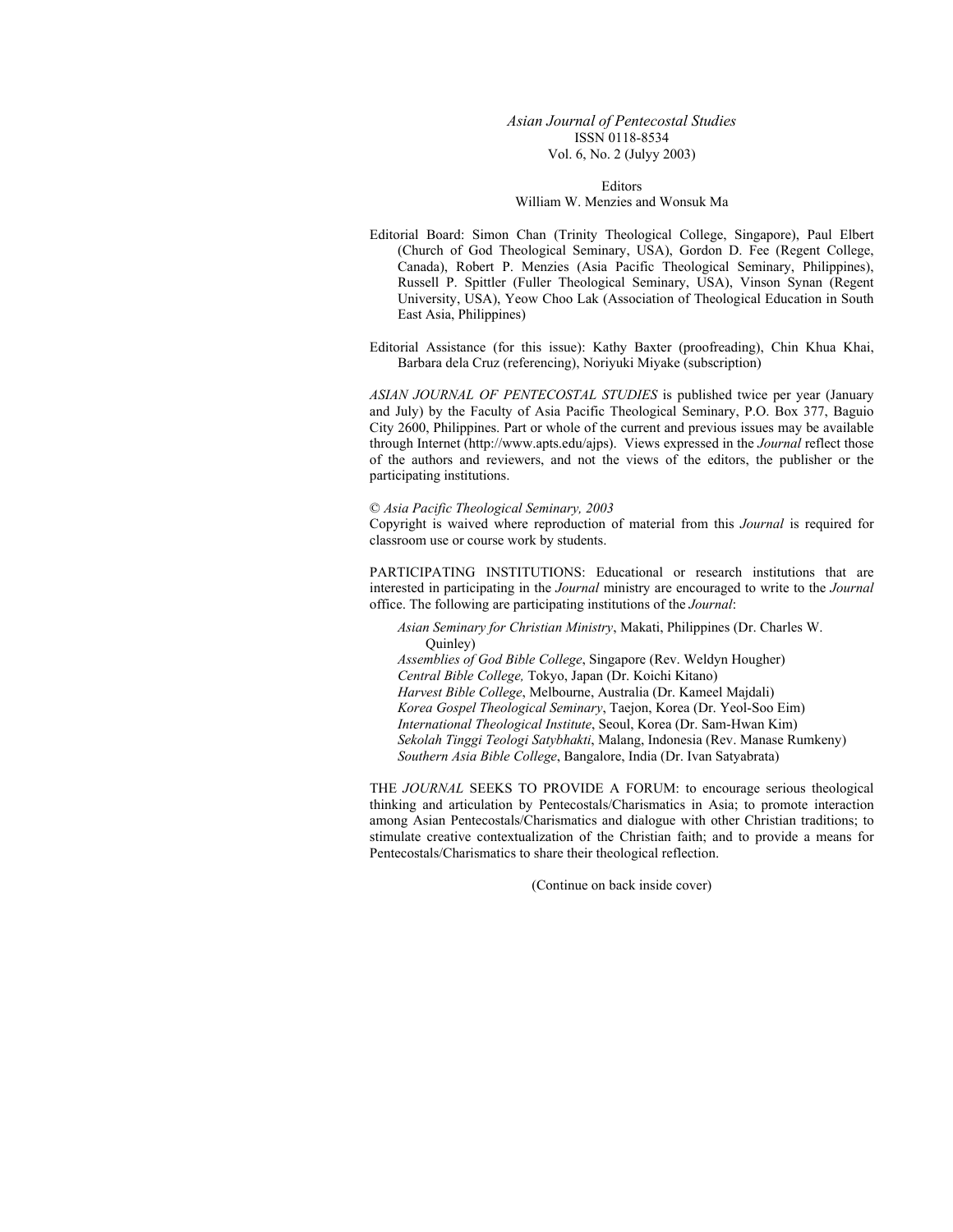*Asian Journal of Pentecostal Studies*
ISSN 0118-8534
Vol. 6, No. 2 (Julyy 2003)

Editors
William W. Menzies and Wonsuk Ma

Editorial Board: Simon Chan (Trinity Theological College, Singapore), Paul Elbert (Church of God Theological Seminary, USA), Gordon D. Fee (Regent College, Canada), Robert P. Menzies (Asia Pacific Theological Seminary, Philippines), Russell P. Spittler (Fuller Theological Seminary, USA), Vinson Synan (Regent University, USA), Yeow Choo Lak (Association of Theological Education in South East Asia, Philippines)

Editorial Assistance (for this issue): Kathy Baxter (proofreading), Chin Khua Khai, Barbara dela Cruz (referencing), Noriyuki Miyake (subscription)

*ASIAN JOURNAL OF PENTECOSTAL STUDIES* is published twice per year (January and July) by the Faculty of Asia Pacific Theological Seminary, P.O. Box 377, Baguio City 2600, Philippines. Part or whole of the current and previous issues may be available through Internet (http://www.apts.edu/ajps). Views expressed in the *Journal* reflect those of the authors and reviewers, and not the views of the editors, the publisher or the participating institutions.

© *Asia Pacific Theological Seminary, 2003*
Copyright is waived where reproduction of material from this *Journal* is required for classroom use or course work by students.

PARTICIPATING INSTITUTIONS: Educational or research institutions that are interested in participating in the *Journal* ministry are encouraged to write to the *Journal* office. The following are participating institutions of the *Journal*:

*Asian Seminary for Christian Ministry*, Makati, Philippines (Dr. Charles W. Quinley)
*Assemblies of God Bible College*, Singapore (Rev. Weldyn Hougher)
*Central Bible College,* Tokyo, Japan (Dr. Koichi Kitano)
*Harvest Bible College*, Melbourne, Australia (Dr. Kameel Majdali)
*Korea Gospel Theological Seminary*, Taejon, Korea (Dr. Yeol-Soo Eim)
*International Theological Institute*, Seoul, Korea (Dr. Sam-Hwan Kim)
*Sekolah Tinggi Teologi Satybhakti*, Malang, Indonesia (Rev. Manase Rumkeny)
*Southern Asia Bible College*, Bangalore, India (Dr. Ivan Satyabrata)

THE *JOURNAL* SEEKS TO PROVIDE A FORUM: to encourage serious theological thinking and articulation by Pentecostals/Charismatics in Asia; to promote interaction among Asian Pentecostals/Charismatics and dialogue with other Christian traditions; to stimulate creative contextualization of the Christian faith; and to provide a means for Pentecostals/Charismatics to share their theological reflection.

(Continue on back inside cover)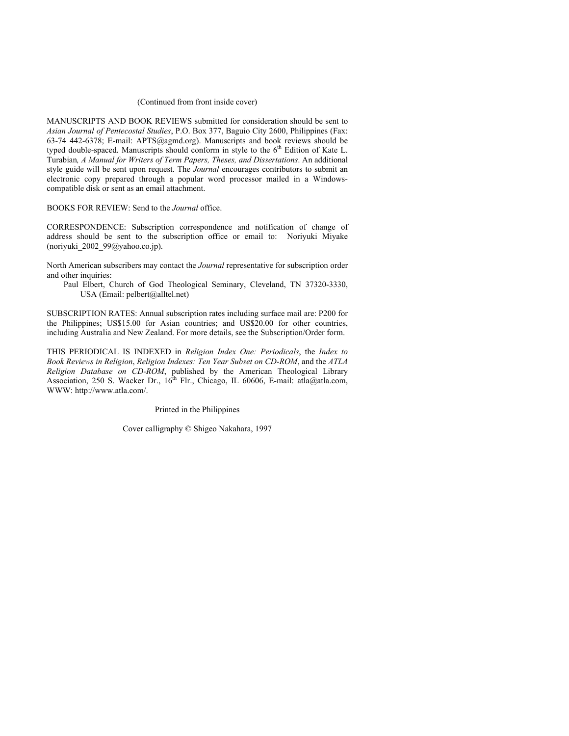(Continued from front inside cover)

MANUSCRIPTS AND BOOK REVIEWS submitted for consideration should be sent to *Asian Journal of Pentecostal Studies*, P.O. Box 377, Baguio City 2600, Philippines (Fax: 63-74 442-6378; E-mail: APTS@agmd.org). Manuscripts and book reviews should be typed double-spaced. Manuscripts should conform in style to the 6th Edition of Kate L. Turabian*, A Manual for Writers of Term Papers, Theses, and Dissertations*. An additional style guide will be sent upon request. The *Journal* encourages contributors to submit an electronic copy prepared through a popular word processor mailed in a Windows-compatible disk or sent as an email attachment.

BOOKS FOR REVIEW: Send to the *Journal* office.

CORRESPONDENCE: Subscription correspondence and notification of change of address should be sent to the subscription office or email to: Noriyuki Miyake (noriyuki_2002_99@yahoo.co.jp).

North American subscribers may contact the *Journal* representative for subscription order and other inquiries:

Paul Elbert, Church of God Theological Seminary, Cleveland, TN 37320-3330, USA (Email: pelbert@alltel.net)

SUBSCRIPTION RATES: Annual subscription rates including surface mail are: P200 for the Philippines; US$15.00 for Asian countries; and US$20.00 for other countries, including Australia and New Zealand. For more details, see the Subscription/Order form.

THIS PERIODICAL IS INDEXED in *Religion Index One: Periodicals*, the *Index to Book Reviews in Religion*, *Religion Indexes: Ten Year Subset on CD-ROM*, and the *ATLA Religion Database on CD-ROM*, published by the American Theological Library Association, 250 S. Wacker Dr., 16th Flr., Chicago, IL 60606, E-mail: atla@atla.com, WWW: http://www.atla.com/.

Printed in the Philippines

Cover calligraphy © Shigeo Nakahara, 1997